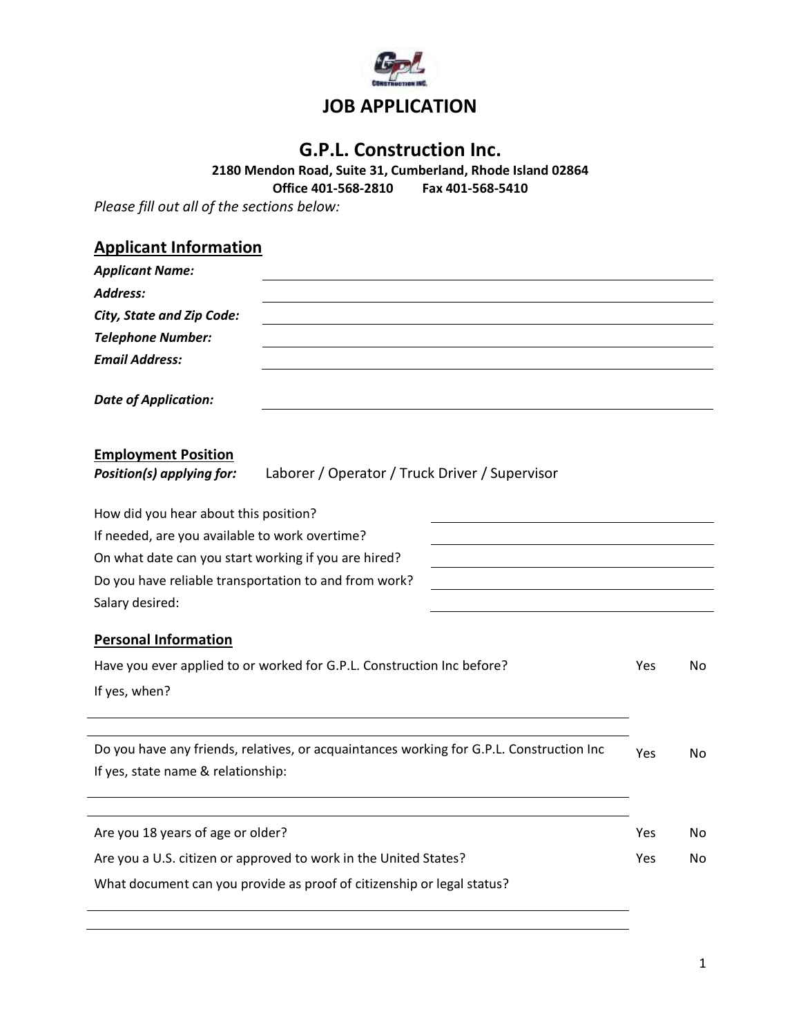# JOB APPLICATION

## G.P.L. Construction Inc.

**2180 Mendon Road, Suite 31, Cumberland, Rhode Island 02864**

**Office 401-568-2810 Fax 401-568-5410**

*Please fill out all of the sections below:*

## Applicant Information

***Applicant Name:*** ______________________________

***Address:*** ______________________________

***City, State and Zip Code:*** ______________________________

***Telephone Number:*** ______________________________

***Email Address:*** ______________________________

***Date of Application:*** ______________________________

### Employment Position

***Position(s) applying for:*** Laborer / Operator / Truck Driver / Supervisor

How did you hear about this position? ______________________________

If needed, are you available to work overtime? ______________________________

On what date can you start working if you are hired? ______________________________

Do you have reliable transportation to and from work? ______________________________

Salary desired: ______________________________

### Personal Information

Have you ever applied to or worked for G.P.L. Construction Inc before? Yes No

If yes, when?

______________________________

______________________________

Do you have any friends, relatives, or acquaintances working for G.P.L. Construction Inc Yes No

If yes, state name & relationship:

______________________________

______________________________

Are you 18 years of age or older? Yes No

Are you a U.S. citizen or approved to work in the United States? Yes No

What document can you provide as proof of citizenship or legal status?

______________________________

______________________________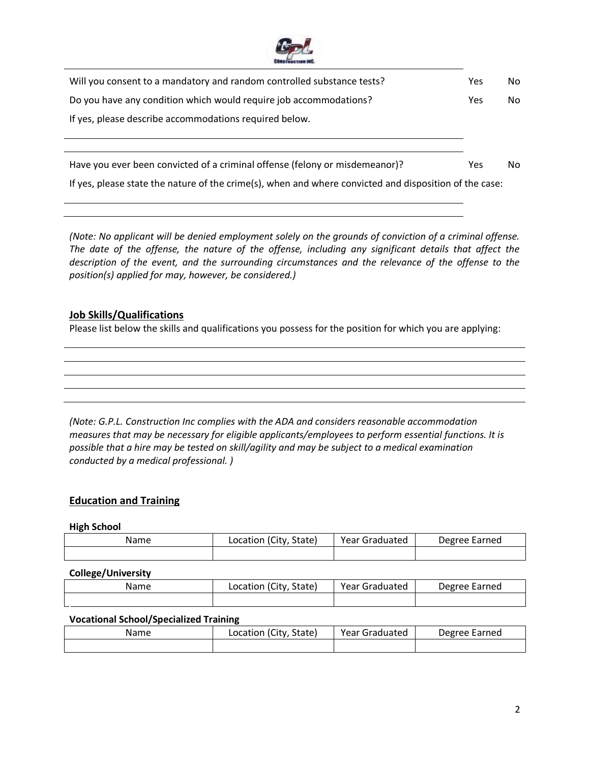Will you consent to a mandatory and random controlled substance tests? Yes No

Do you have any condition which would require job accommodations? Yes No

If yes, please describe accommodations required below.

_______________________________________________________________

_______________________________________________________________

Have you ever been convicted of a criminal offense (felony or misdemeanor)? Yes No

If yes, please state the nature of the crime(s), when and where convicted and disposition of the case:

_______________________________________________________________

_______________________________________________________________

*(Note: No applicant will be denied employment solely on the grounds of conviction of a criminal offense. The date of the offense, the nature of the offense, including any significant details that affect the description of the event, and the surrounding circumstances and the relevance of the offense to the position(s) applied for may, however, be considered.)*

## Job Skills/Qualifications

Please list below the skills and qualifications you possess for the position for which you are applying:

_______________________________________________________________

_______________________________________________________________

_______________________________________________________________

_______________________________________________________________

*(Note: G.P.L. Construction Inc complies with the ADA and considers reasonable accommodation measures that may be necessary for eligible applicants/employees to perform essential functions. It is possible that a hire may be tested on skill/agility and may be subject to a medical examination conducted by a medical professional. )*

## Education and Training

**High School**

| Name | Location (City, State) | Year Graduated | Degree Earned |
|---|---|---|---|
| | | | |

**College/University**

| Name | Location (City, State) | Year Graduated | Degree Earned |
|---|---|---|---|
| | | | |

**Vocational School/Specialized Training**

| Name | Location (City, State) | Year Graduated | Degree Earned |
|---|---|---|---|
| | | | |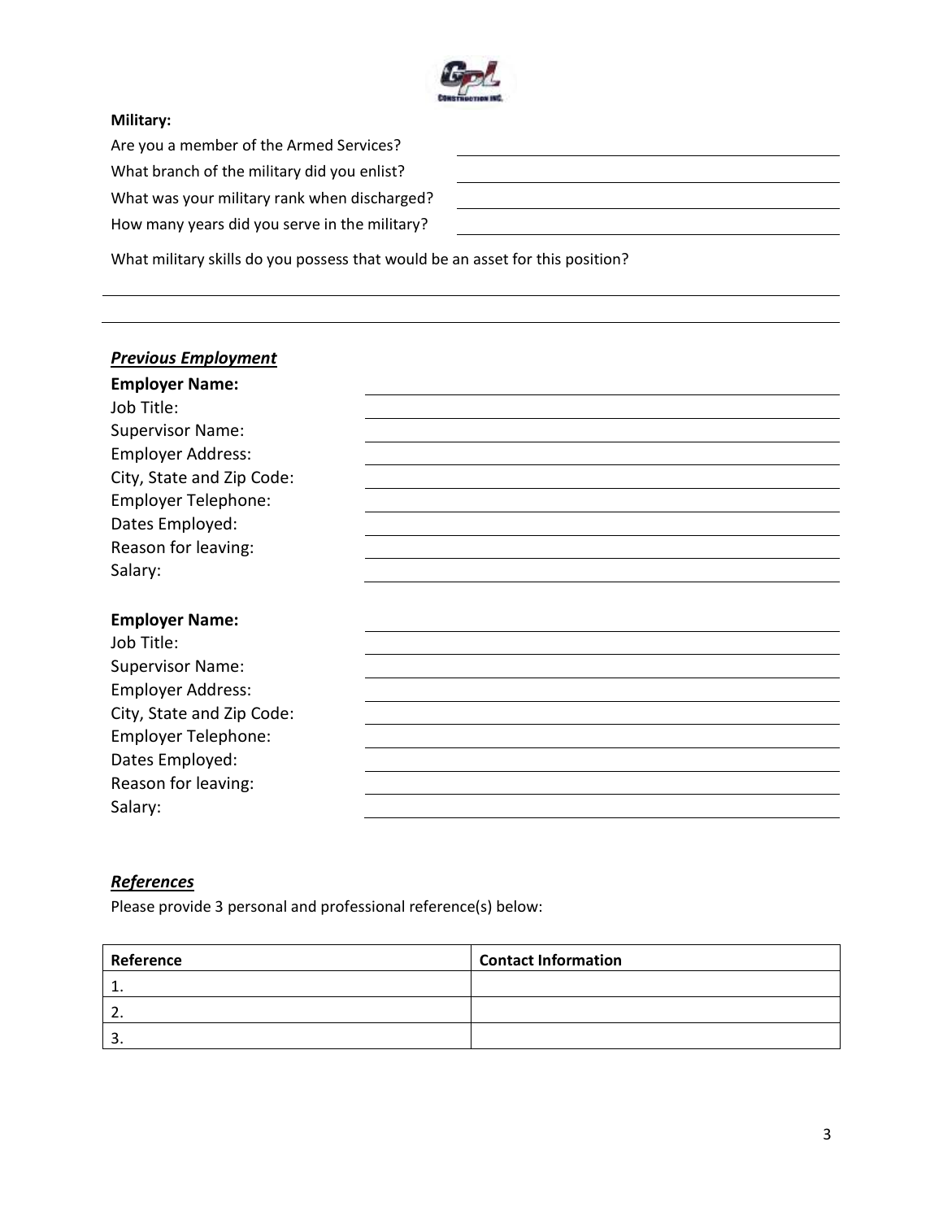**Military:**

Are you a member of the Armed Services? \_\_\_\_\_\_\_\_\_\_\_\_\_\_\_\_\_\_\_\_

What branch of the military did you enlist? \_\_\_\_\_\_\_\_\_\_\_\_\_\_\_\_\_\_\_\_

What was your military rank when discharged? \_\_\_\_\_\_\_\_\_\_\_\_\_\_\_\_\_\_\_\_

How many years did you serve in the military? \_\_\_\_\_\_\_\_\_\_\_\_\_\_\_\_\_\_\_\_

What military skills do you possess that would be an asset for this position?

\_\_\_\_\_\_\_\_\_\_\_\_\_\_\_\_\_\_\_\_\_\_\_\_\_\_\_\_\_\_\_\_\_\_\_\_\_\_\_\_\_\_\_\_\_\_\_\_\_\_\_\_\_\_\_\_\_\_\_\_

\_\_\_\_\_\_\_\_\_\_\_\_\_\_\_\_\_\_\_\_\_\_\_\_\_\_\_\_\_\_\_\_\_\_\_\_\_\_\_\_\_\_\_\_\_\_\_\_\_\_\_\_\_\_\_\_\_\_\_\_

## ***Previous Employment***

**Employer Name:** \_\_\_\_\_\_\_\_\_\_\_\_\_\_\_\_\_\_\_\_

Job Title: \_\_\_\_\_\_\_\_\_\_\_\_\_\_\_\_\_\_\_\_

Supervisor Name: \_\_\_\_\_\_\_\_\_\_\_\_\_\_\_\_\_\_\_\_

Employer Address: \_\_\_\_\_\_\_\_\_\_\_\_\_\_\_\_\_\_\_\_

City, State and Zip Code: \_\_\_\_\_\_\_\_\_\_\_\_\_\_\_\_\_\_\_\_

Employer Telephone: \_\_\_\_\_\_\_\_\_\_\_\_\_\_\_\_\_\_\_\_

Dates Employed: \_\_\_\_\_\_\_\_\_\_\_\_\_\_\_\_\_\_\_\_

Reason for leaving: \_\_\_\_\_\_\_\_\_\_\_\_\_\_\_\_\_\_\_\_

Salary: \_\_\_\_\_\_\_\_\_\_\_\_\_\_\_\_\_\_\_\_

**Employer Name:** \_\_\_\_\_\_\_\_\_\_\_\_\_\_\_\_\_\_\_\_

Job Title: \_\_\_\_\_\_\_\_\_\_\_\_\_\_\_\_\_\_\_\_

Supervisor Name: \_\_\_\_\_\_\_\_\_\_\_\_\_\_\_\_\_\_\_\_

Employer Address: \_\_\_\_\_\_\_\_\_\_\_\_\_\_\_\_\_\_\_\_

City, State and Zip Code: \_\_\_\_\_\_\_\_\_\_\_\_\_\_\_\_\_\_\_\_

Employer Telephone: \_\_\_\_\_\_\_\_\_\_\_\_\_\_\_\_\_\_\_\_

Dates Employed: \_\_\_\_\_\_\_\_\_\_\_\_\_\_\_\_\_\_\_\_

Reason for leaving: \_\_\_\_\_\_\_\_\_\_\_\_\_\_\_\_\_\_\_\_

Salary: \_\_\_\_\_\_\_\_\_\_\_\_\_\_\_\_\_\_\_\_

## ***References***

Please provide 3 personal and professional reference(s) below:

| Reference | Contact Information |
| --- | --- |
| 1. | |
| 2. | |
| 3. | |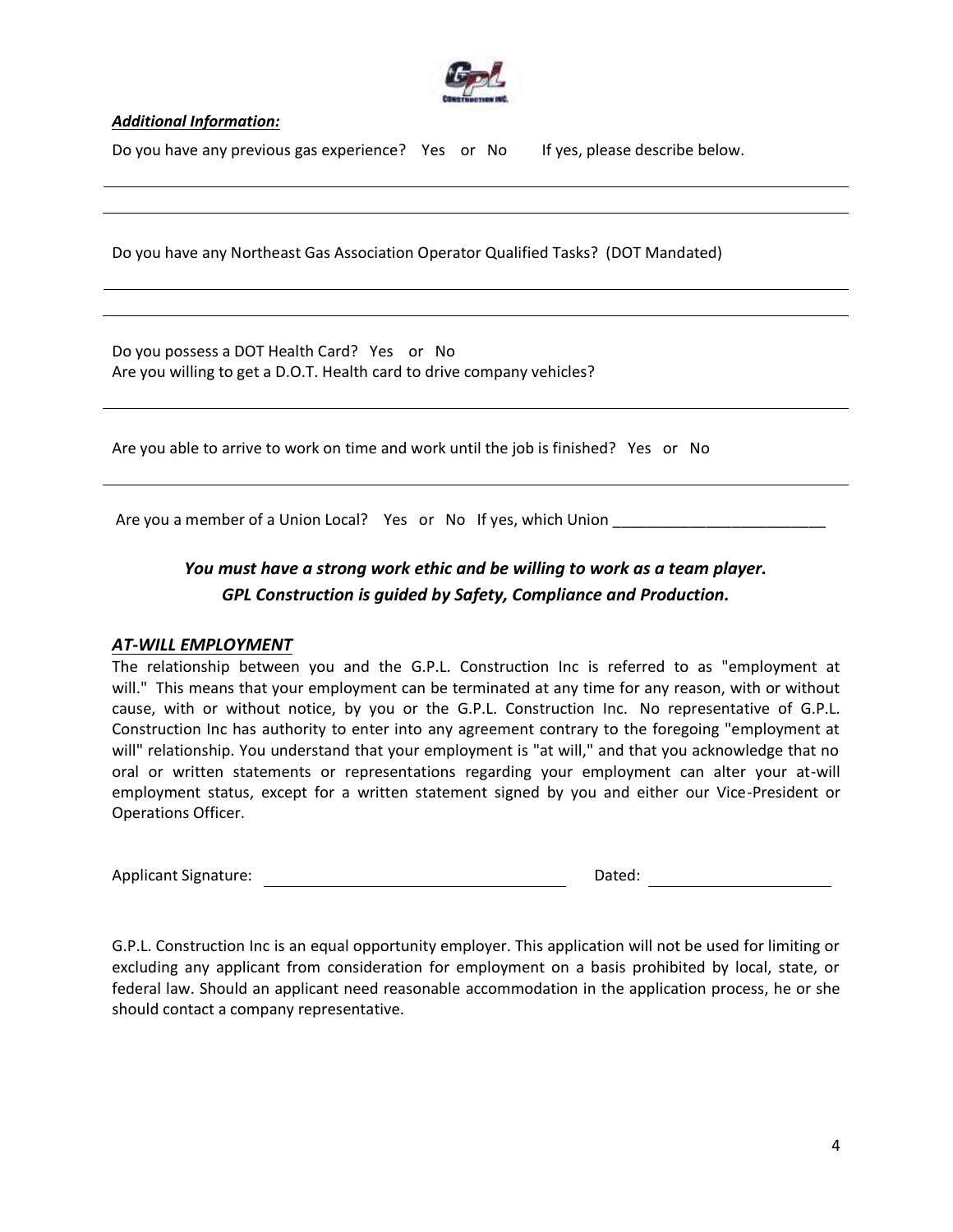***Additional Information:***

Do you have any previous gas experience? Yes or No If yes, please describe below.

Do you have any Northeast Gas Association Operator Qualified Tasks? (DOT Mandated)

Do you possess a DOT Health Card? Yes or No

Are you willing to get a D.O.T. Health card to drive company vehicles?

Are you able to arrive to work on time and work until the job is finished? Yes or No

Are you a member of a Union Local? Yes or No If yes, which Union ________________________

***You must have a strong work ethic and be willing to work as a team player.***
***GPL Construction is guided by Safety, Compliance and Production.***

***AT-WILL EMPLOYMENT***

The relationship between you and the G.P.L. Construction Inc is referred to as "employment at will." This means that your employment can be terminated at any time for any reason, with or without cause, with or without notice, by you or the G.P.L. Construction Inc. No representative of G.P.L. Construction Inc has authority to enter into any agreement contrary to the foregoing "employment at will" relationship. You understand that your employment is "at will," and that you acknowledge that no oral or written statements or representations regarding your employment can alter your at-will employment status, except for a written statement signed by you and either our Vice-President or Operations Officer.

Applicant Signature: ______________________________ Dated: ____________________

G.P.L. Construction Inc is an equal opportunity employer. This application will not be used for limiting or excluding any applicant from consideration for employment on a basis prohibited by local, state, or federal law. Should an applicant need reasonable accommodation in the application process, he or she should contact a company representative.